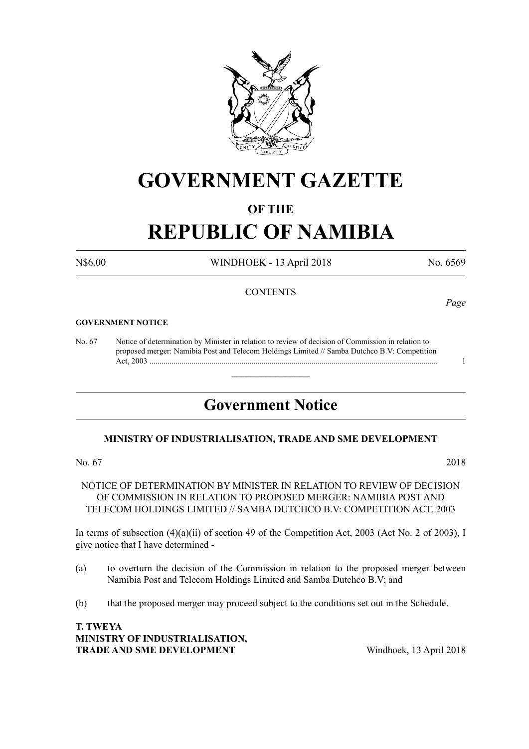# GOVERNMENT GAZETTE

## OF THE

# REPUBLIC OF NAMIBIA

N$6.00 WINDHOEK - 13 April 2018 No. 6569

CONTENTS

*Page*

**GOVERNMENT NOTICE**

No. 67 Notice of determination by Minister in relation to review of decision of Commission in relation to proposed merger: Namibia Post and Telecom Holdings Limited // Samba Dutchco B.V: Competition Act, 2003 ............................................................................................................................................... 1

## Government Notice

**MINISTRY OF INDUSTRIALISATION, TRADE AND SME DEVELOPMENT**

No. 67 2018

NOTICE OF DETERMINATION BY MINISTER IN RELATION TO REVIEW OF DECISION OF COMMISSION IN RELATION TO PROPOSED MERGER: NAMIBIA POST AND TELECOM HOLDINGS LIMITED // SAMBA DUTCHCO B.V: COMPETITION ACT, 2003

In terms of subsection (4)(a)(ii) of section 49 of the Competition Act, 2003 (Act No. 2 of 2003), I give notice that I have determined -

(a) to overturn the decision of the Commission in relation to the proposed merger between Namibia Post and Telecom Holdings Limited and Samba Dutchco B.V; and

(b) that the proposed merger may proceed subject to the conditions set out in the Schedule.

**T. TWEYA**
**MINISTRY OF INDUSTRIALISATION,**
**TRADE AND SME DEVELOPMENT** Windhoek, 13 April 2018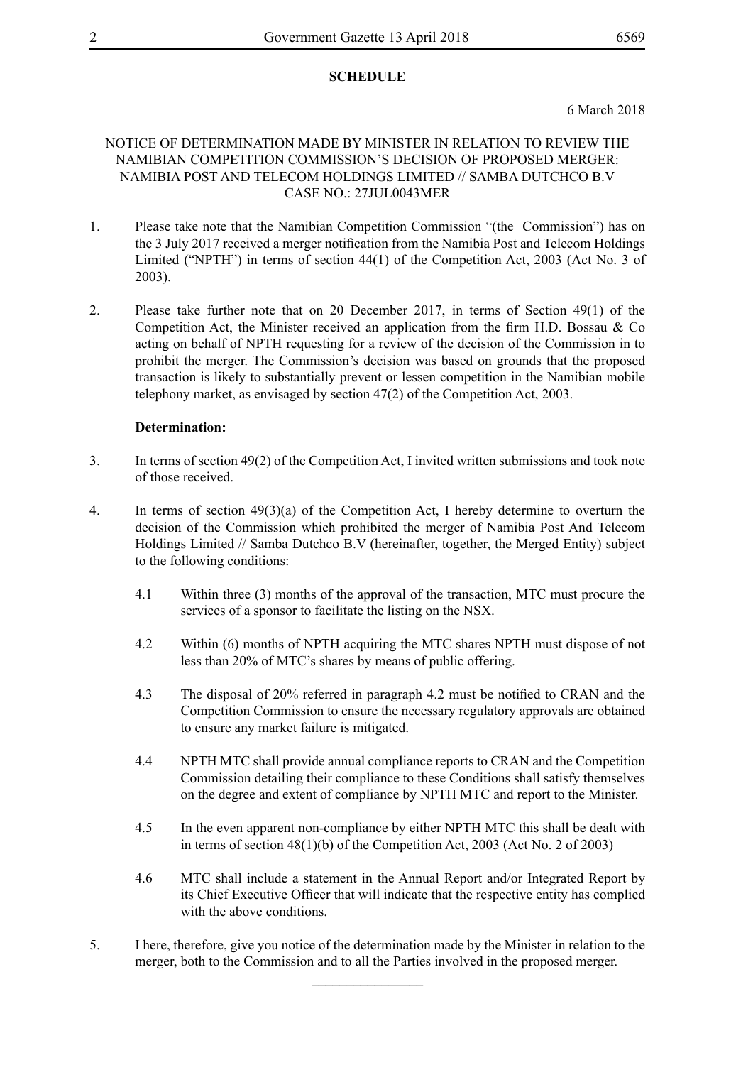**SCHEDULE**

6 March 2018

NOTICE OF DETERMINATION MADE BY MINISTER IN RELATION TO REVIEW THE NAMIBIAN COMPETITION COMMISSION'S DECISION OF PROPOSED MERGER: NAMIBIA POST AND TELECOM HOLDINGS LIMITED // SAMBA DUTCHCO B.V CASE NO.: 27JUL0043MER

1. Please take note that the Namibian Competition Commission "(the Commission") has on the 3 July 2017 received a merger notification from the Namibia Post and Telecom Holdings Limited ("NPTH") in terms of section 44(1) of the Competition Act, 2003 (Act No. 3 of 2003).

2. Please take further note that on 20 December 2017, in terms of Section 49(1) of the Competition Act, the Minister received an application from the firm H.D. Bossau & Co acting on behalf of NPTH requesting for a review of the decision of the Commission in to prohibit the merger. The Commission's decision was based on grounds that the proposed transaction is likely to substantially prevent or lessen competition in the Namibian mobile telephony market, as envisaged by section 47(2) of the Competition Act, 2003.

**Determination:**

3. In terms of section 49(2) of the Competition Act, I invited written submissions and took note of those received.

4. In terms of section 49(3)(a) of the Competition Act, I hereby determine to overturn the decision of the Commission which prohibited the merger of Namibia Post And Telecom Holdings Limited // Samba Dutchco B.V (hereinafter, together, the Merged Entity) subject to the following conditions:

   4.1 Within three (3) months of the approval of the transaction, MTC must procure the services of a sponsor to facilitate the listing on the NSX.

   4.2 Within (6) months of NPTH acquiring the MTC shares NPTH must dispose of not less than 20% of MTC's shares by means of public offering.

   4.3 The disposal of 20% referred in paragraph 4.2 must be notified to CRAN and the Competition Commission to ensure the necessary regulatory approvals are obtained to ensure any market failure is mitigated.

   4.4 NPTH MTC shall provide annual compliance reports to CRAN and the Competition Commission detailing their compliance to these Conditions shall satisfy themselves on the degree and extent of compliance by NPTH MTC and report to the Minister.

   4.5 In the even apparent non-compliance by either NPTH MTC this shall be dealt with in terms of section 48(1)(b) of the Competition Act, 2003 (Act No. 2 of 2003)

   4.6 MTC shall include a statement in the Annual Report and/or Integrated Report by its Chief Executive Officer that will indicate that the respective entity has complied with the above conditions.

5. I here, therefore, give you notice of the determination made by the Minister in relation to the merger, both to the Commission and to all the Parties involved in the proposed merger.

________________